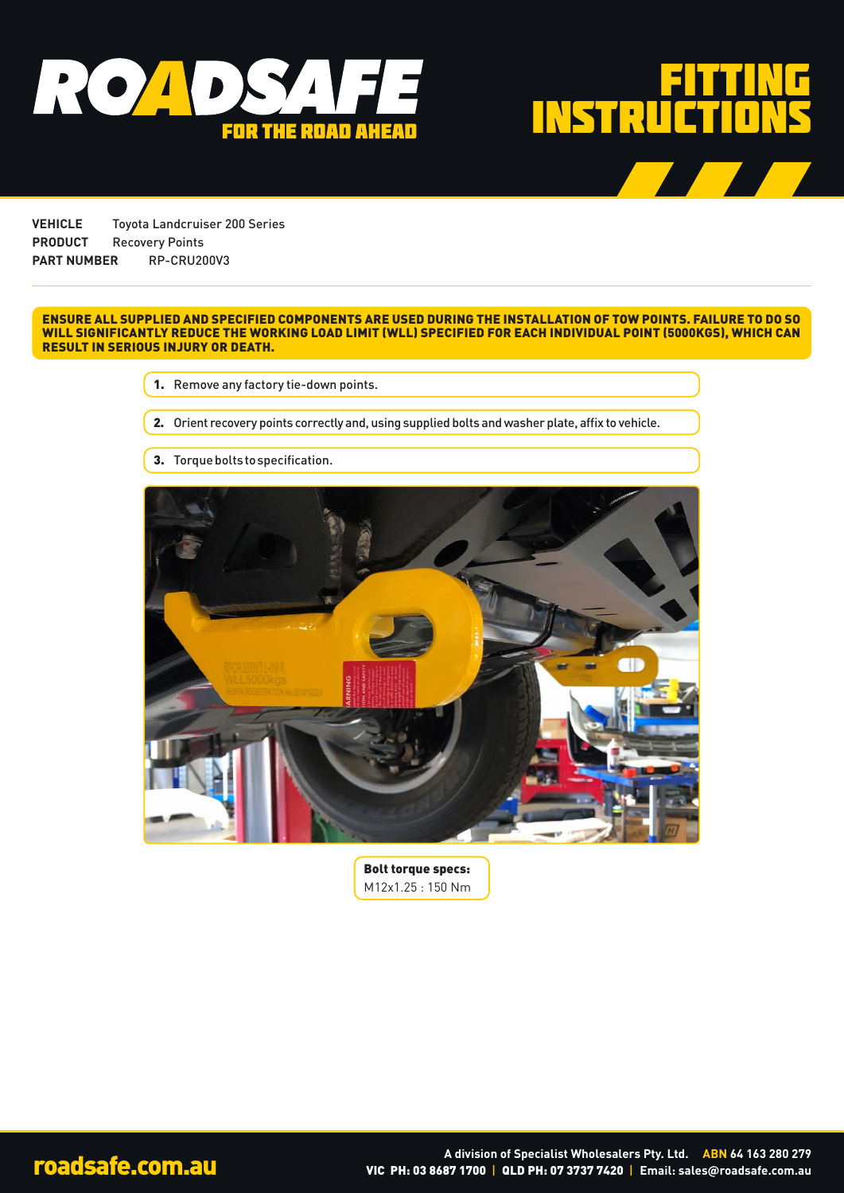# ROADSAFE

FOR THE ROAD AHEAD

# FITTING INSTRUCTIONS

**VEHICLE** Toyota Landcruiser 200 Series
**PRODUCT** Recovery Points
**PART NUMBER** RP-CRU200V3

**ENSURE ALL SUPPLIED AND SPECIFIED COMPONENTS ARE USED DURING THE INSTALLATION OF TOW POINTS. FAILURE TO DO SO WILL SIGNIFICANTLY REDUCE THE WORKING LOAD LIMIT (WLL) SPECIFIED FOR EACH INDIVIDUAL POINT (5000KGS), WHICH CAN RESULT IN SERIOUS INJURY OR DEATH.**

1. Remove any factory tie-down points.
2. Orient recovery points correctly and, using supplied bolts and washer plate, affix to vehicle.
3. Torque bolts to specification.

**Bolt torque specs:**
M12x1.25 : 150 Nm

roadsafe.com.au

A division of Specialist Wholesalers Pty. Ltd. ABN 64 163 280 279
VIC PH: 03 8687 1700 | QLD PH: 07 3737 7420 | Email: sales@roadsafe.com.au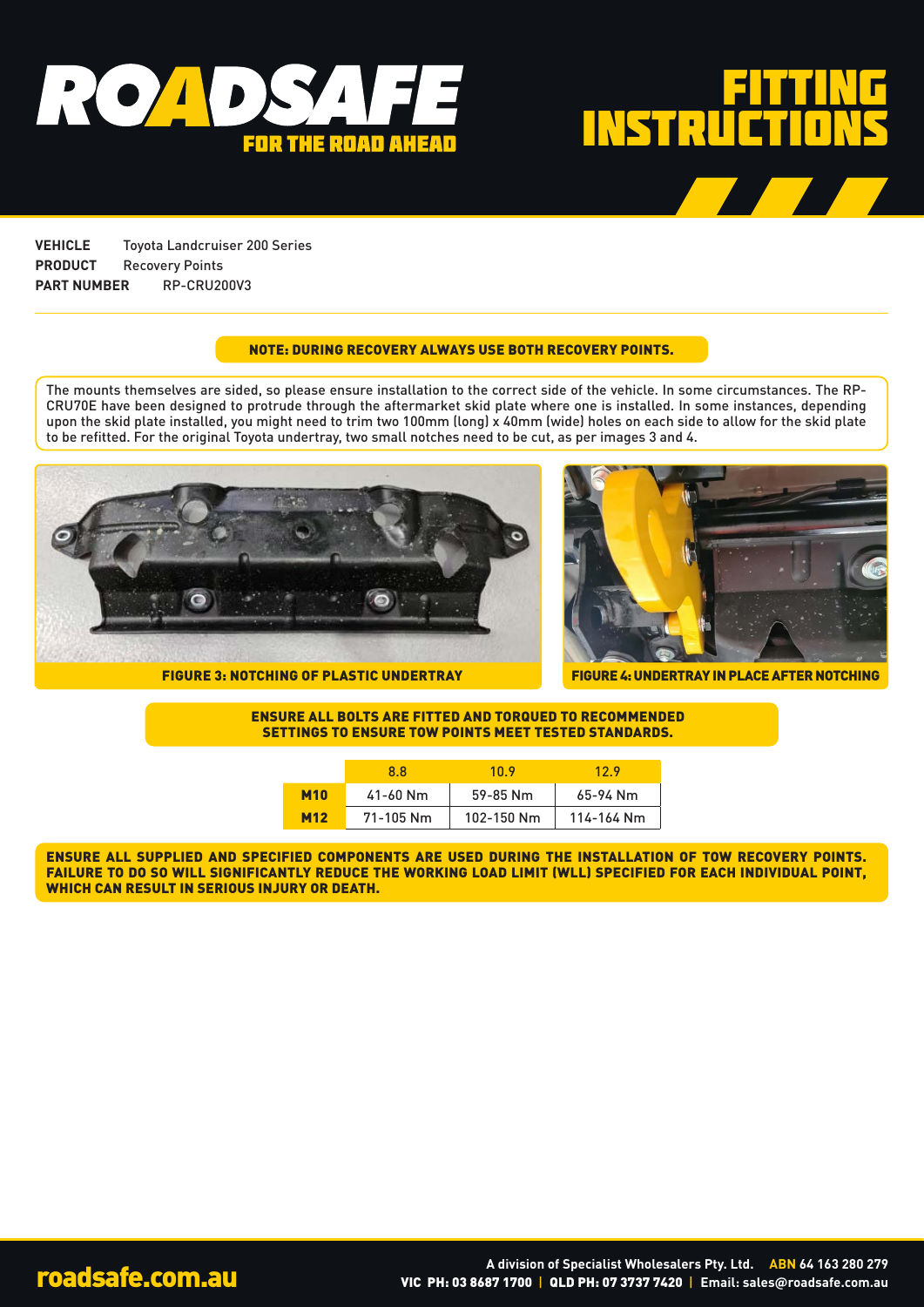# FITTING INSTRUCTIONS

**VEHICLE** Toyota Landcruiser 200 Series
**PRODUCT** Recovery Points
**PART NUMBER** RP-CRU200V3

**NOTE: DURING RECOVERY ALWAYS USE BOTH RECOVERY POINTS.**

The mounts themselves are sided, so please ensure installation to the correct side of the vehicle. In some circumstances. The RP-CRU70E have been designed to protrude through the aftermarket skid plate where one is installed. In some instances, depending upon the skid plate installed, you might need to trim two 100mm (long) x 40mm (wide) holes on each side to allow for the skid plate to be refitted. For the original Toyota undertray, two small notches need to be cut, as per images 3 and 4.

FIGURE 3: NOTCHING OF PLASTIC UNDERTRAY

FIGURE 4: UNDERTRAY IN PLACE AFTER NOTCHING

**ENSURE ALL BOLTS ARE FITTED AND TORQUED TO RECOMMENDED SETTINGS TO ENSURE TOW POINTS MEET TESTED STANDARDS.**

| | 8.8 | 10.9 | 12.9 |
|---|---|---|---|
| **M10** | 41-60 Nm | 59-85 Nm | 65-94 Nm |
| **M12** | 71-105 Nm | 102-150 Nm | 114-164 Nm |

**ENSURE ALL SUPPLIED AND SPECIFIED COMPONENTS ARE USED DURING THE INSTALLATION OF TOW RECOVERY POINTS. FAILURE TO DO SO WILL SIGNIFICANTLY REDUCE THE WORKING LOAD LIMIT (WLL) SPECIFIED FOR EACH INDIVIDUAL POINT, WHICH CAN RESULT IN SERIOUS INJURY OR DEATH.**